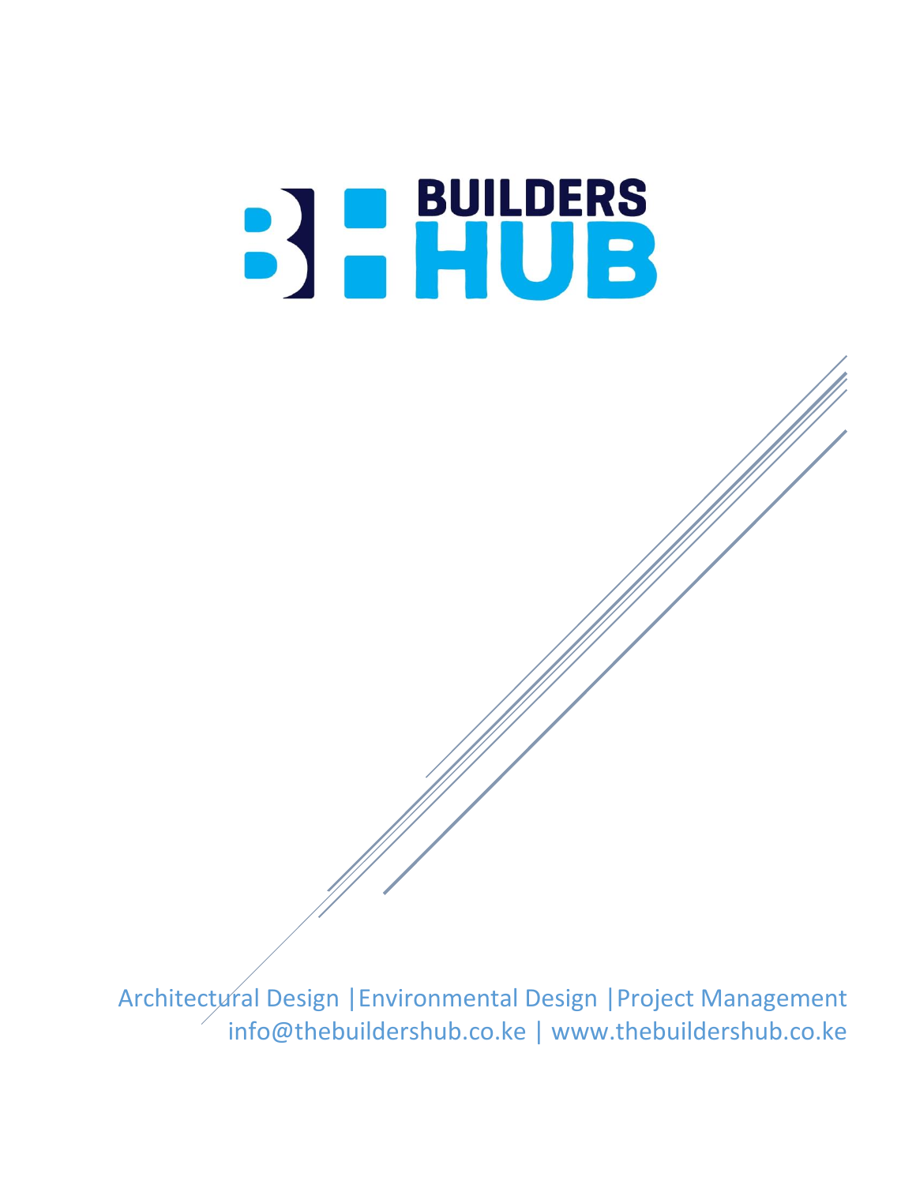# BUILDERS HUB

Architectural Design |Environmental Design |Project Management
info@thebuildershub.co.ke | www.thebuildershub.co.ke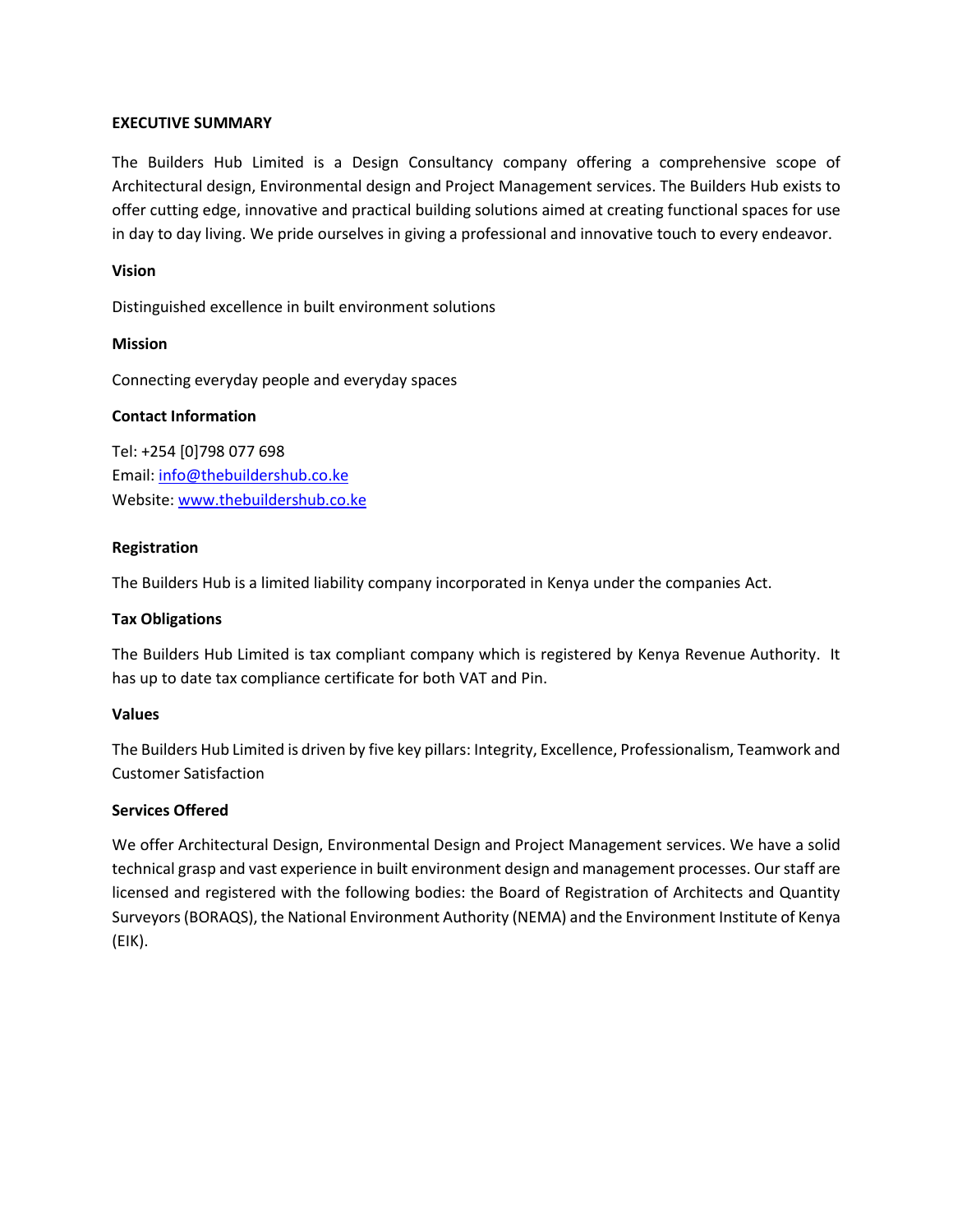## EXECUTIVE SUMMARY

The Builders Hub Limited is a Design Consultancy company offering a comprehensive scope of Architectural design, Environmental design and Project Management services. The Builders Hub exists to offer cutting edge, innovative and practical building solutions aimed at creating functional spaces for use in day to day living. We pride ourselves in giving a professional and innovative touch to every endeavor.

### Vision

Distinguished excellence in built environment solutions

### Mission

Connecting everyday people and everyday spaces

### Contact Information

Tel: +254 [0]798 077 698
Email: [info@thebuildershub.co.ke](mailto:info@thebuildershub.co.ke)
Website: [www.thebuildershub.co.ke](http://www.thebuildershub.co.ke)

### Registration

The Builders Hub is a limited liability company incorporated in Kenya under the companies Act.

### Tax Obligations

The Builders Hub Limited is tax compliant company which is registered by Kenya Revenue Authority. It has up to date tax compliance certificate for both VAT and Pin.

### Values

The Builders Hub Limited is driven by five key pillars: Integrity, Excellence, Professionalism, Teamwork and Customer Satisfaction

### Services Offered

We offer Architectural Design, Environmental Design and Project Management services. We have a solid technical grasp and vast experience in built environment design and management processes. Our staff are licensed and registered with the following bodies: the Board of Registration of Architects and Quantity Surveyors (BORAQS), the National Environment Authority (NEMA) and the Environment Institute of Kenya (EIK).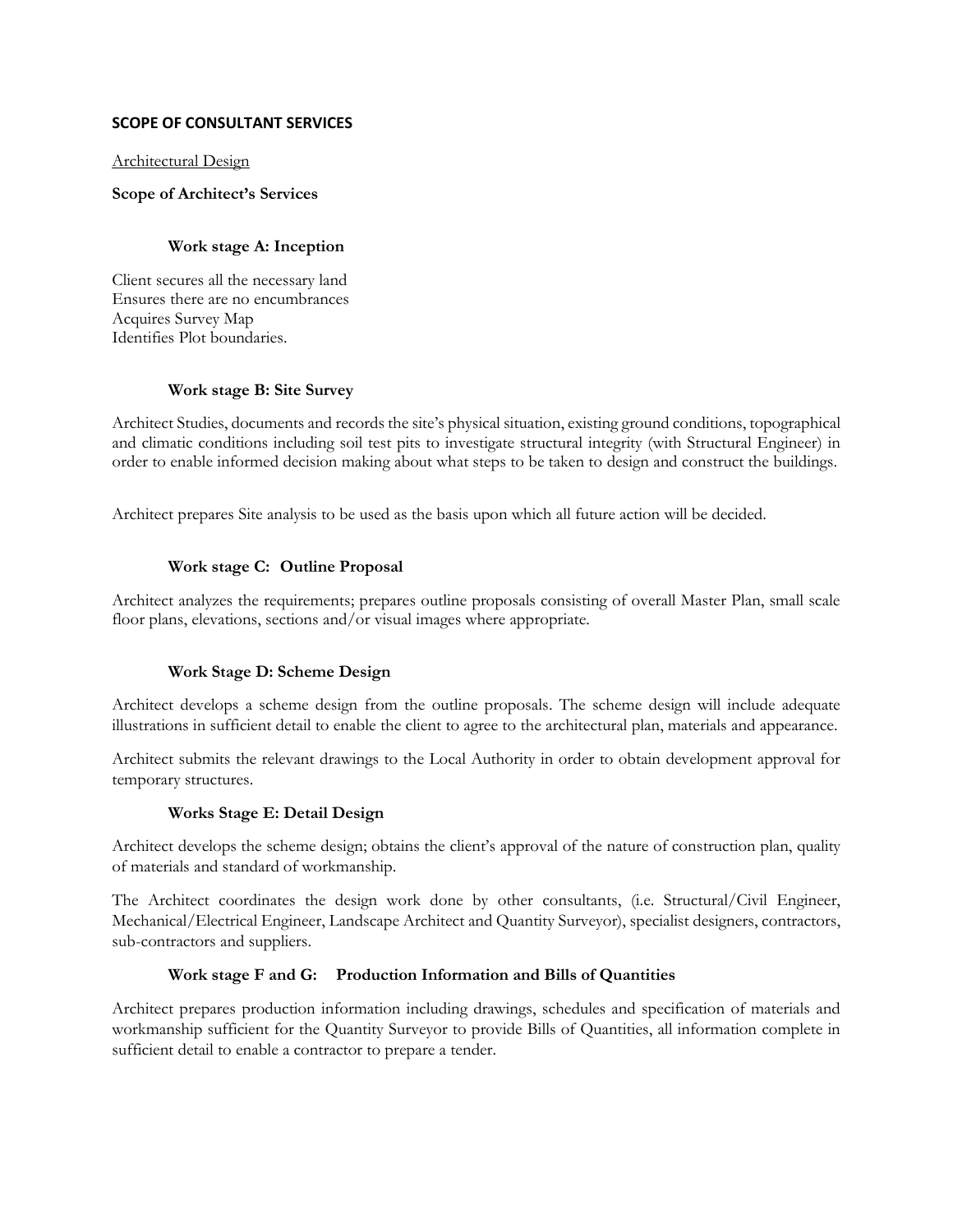## SCOPE OF CONSULTANT SERVICES

<u>Architectural Design</u>

**Scope of Architect's Services**

#### Work stage A: Inception

Client secures all the necessary land
Ensures there are no encumbrances
Acquires Survey Map
Identifies Plot boundaries.

#### Work stage B: Site Survey

Architect Studies, documents and records the site's physical situation, existing ground conditions, topographical and climatic conditions including soil test pits to investigate structural integrity (with Structural Engineer) in order to enable informed decision making about what steps to be taken to design and construct the buildings.

Architect prepares Site analysis to be used as the basis upon which all future action will be decided.

#### Work stage C: Outline Proposal

Architect analyzes the requirements; prepares outline proposals consisting of overall Master Plan, small scale floor plans, elevations, sections and/or visual images where appropriate.

#### Work Stage D: Scheme Design

Architect develops a scheme design from the outline proposals. The scheme design will include adequate illustrations in sufficient detail to enable the client to agree to the architectural plan, materials and appearance.

Architect submits the relevant drawings to the Local Authority in order to obtain development approval for temporary structures.

#### Works Stage E: Detail Design

Architect develops the scheme design; obtains the client's approval of the nature of construction plan, quality of materials and standard of workmanship.

The Architect coordinates the design work done by other consultants, (i.e. Structural/Civil Engineer, Mechanical/Electrical Engineer, Landscape Architect and Quantity Surveyor), specialist designers, contractors, sub-contractors and suppliers.

#### Work stage F and G: Production Information and Bills of Quantities

Architect prepares production information including drawings, schedules and specification of materials and workmanship sufficient for the Quantity Surveyor to provide Bills of Quantities, all information complete in sufficient detail to enable a contractor to prepare a tender.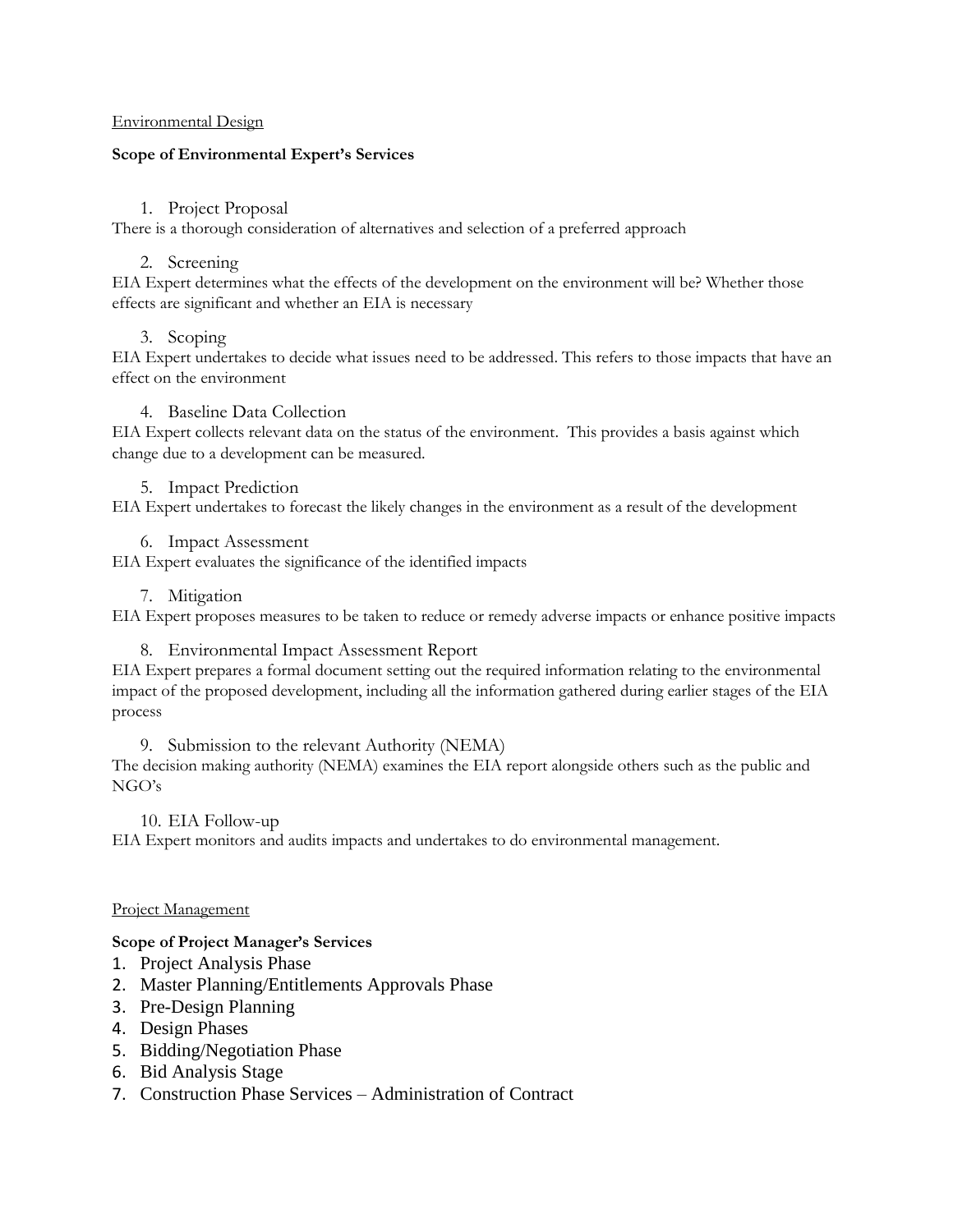Environmental Design

**Scope of Environmental Expert's Services**

1. Project Proposal

There is a thorough consideration of alternatives and selection of a preferred approach

2. Screening

EIA Expert determines what the effects of the development on the environment will be? Whether those effects are significant and whether an EIA is necessary

3. Scoping

EIA Expert undertakes to decide what issues need to be addressed. This refers to those impacts that have an effect on the environment

4. Baseline Data Collection

EIA Expert collects relevant data on the status of the environment. This provides a basis against which change due to a development can be measured.

5. Impact Prediction

EIA Expert undertakes to forecast the likely changes in the environment as a result of the development

6. Impact Assessment

EIA Expert evaluates the significance of the identified impacts

7. Mitigation

EIA Expert proposes measures to be taken to reduce or remedy adverse impacts or enhance positive impacts

8. Environmental Impact Assessment Report

EIA Expert prepares a formal document setting out the required information relating to the environmental impact of the proposed development, including all the information gathered during earlier stages of the EIA process

9. Submission to the relevant Authority (NEMA)

The decision making authority (NEMA) examines the EIA report alongside others such as the public and NGO's

10. EIA Follow-up

EIA Expert monitors and audits impacts and undertakes to do environmental management.

Project Management

**Scope of Project Manager's Services**

1. Project Analysis Phase
2. Master Planning/Entitlements Approvals Phase
3. Pre-Design Planning
4. Design Phases
5. Bidding/Negotiation Phase
6. Bid Analysis Stage
7. Construction Phase Services – Administration of Contract